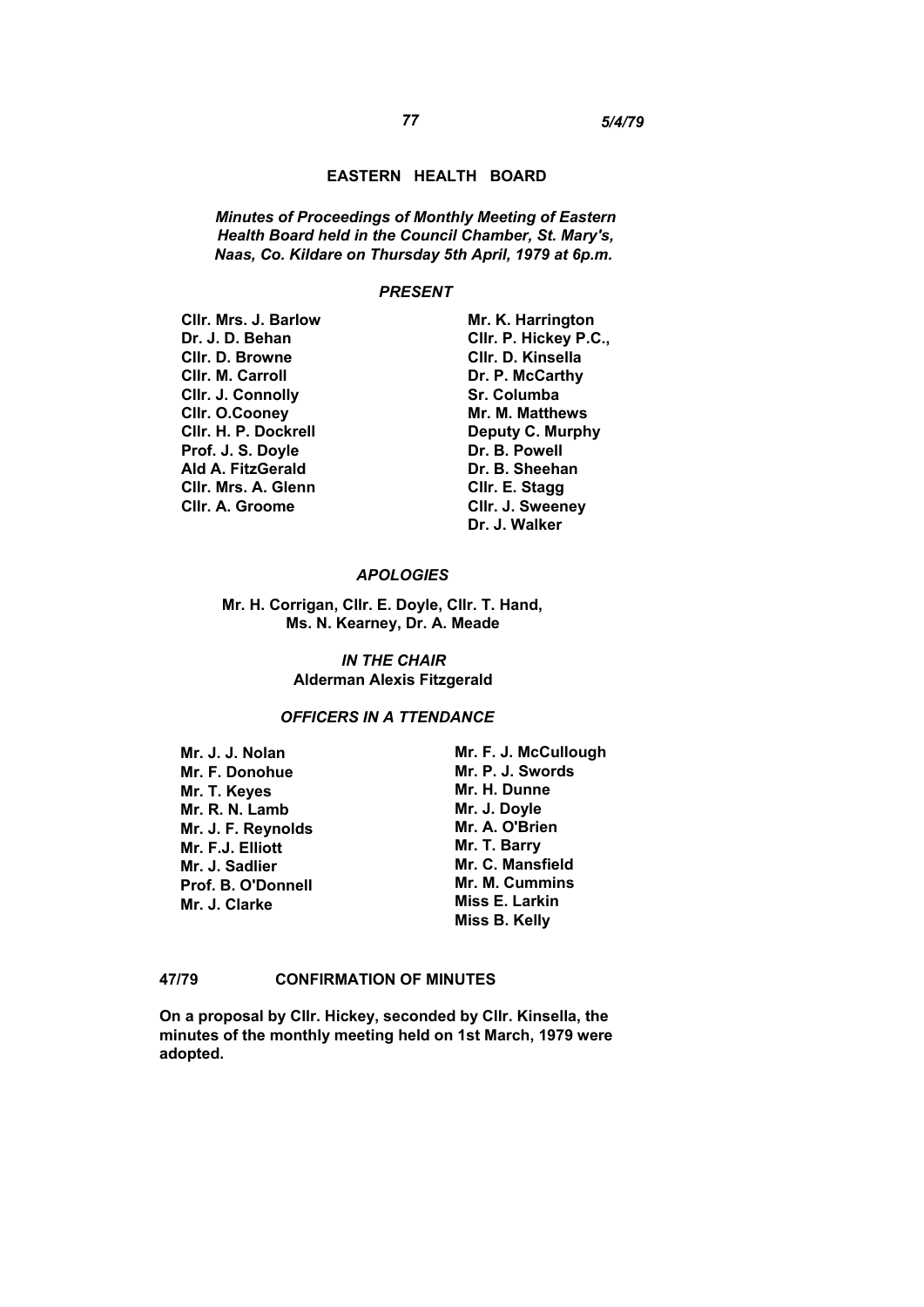## EASTERN HEALTH BOARD

***Minutes of Proceedings of Monthly Meeting of Eastern Health Board held in the Council Chamber, St. Mary's, Naas, Co. Kildare on Thursday 5th April, 1979 at 6p.m.***

### *PRESENT*

**Cllr. Mrs. J. Barlow**
**Dr. J. D. Behan**
**Cllr. D. Browne**
**Cllr. M. Carroll**
**Cllr. J. Connolly**
**Cllr. O.Cooney**
**Cllr. H. P. Dockrell**
**Prof. J. S. Doyle**
**Ald A. FitzGerald**
**Cllr. Mrs. A. Glenn**
**Cllr. A. Groome**
**Mr. K. Harrington**
**Cllr. P. Hickey P.C.,**
**Cllr. D. Kinsella**
**Dr. P. McCarthy**
**Sr. Columba**
**Mr. M. Matthews**
**Deputy C. Murphy**
**Dr. B. Powell**
**Dr. B. Sheehan**
**Cllr. E. Stagg**
**Cllr. J. Sweeney**
**Dr. J. Walker**

### *APOLOGIES*

**Mr. H. Corrigan, Cllr. E. Doyle, Cllr. T. Hand, Ms. N. Kearney, Dr. A. Meade**

### *IN THE CHAIR*

**Alderman Alexis Fitzgerald**

### *OFFICERS IN A TTENDANCE*

**Mr. J. J. Nolan**
**Mr. F. Donohue**
**Mr. T. Keyes**
**Mr. R. N. Lamb**
**Mr. J. F. Reynolds**
**Mr. F.J. Elliott**
**Mr. J. Sadlier**
**Prof. B. O'Donnell**
**Mr. J. Clarke**
**Mr. F. J. McCullough**
**Mr. P. J. Swords**
**Mr. H. Dunne**
**Mr. J. Doyle**
**Mr. A. O'Brien**
**Mr. T. Barry**
**Mr. C. Mansfield**
**Mr. M. Cummins**
**Miss E. Larkin**
**Miss B. Kelly**

**47/79 CONFIRMATION OF MINUTES**

**On a proposal by Cllr. Hickey, seconded by Cllr. Kinsella, the minutes of the monthly meeting held on 1st March, 1979 were adopted.**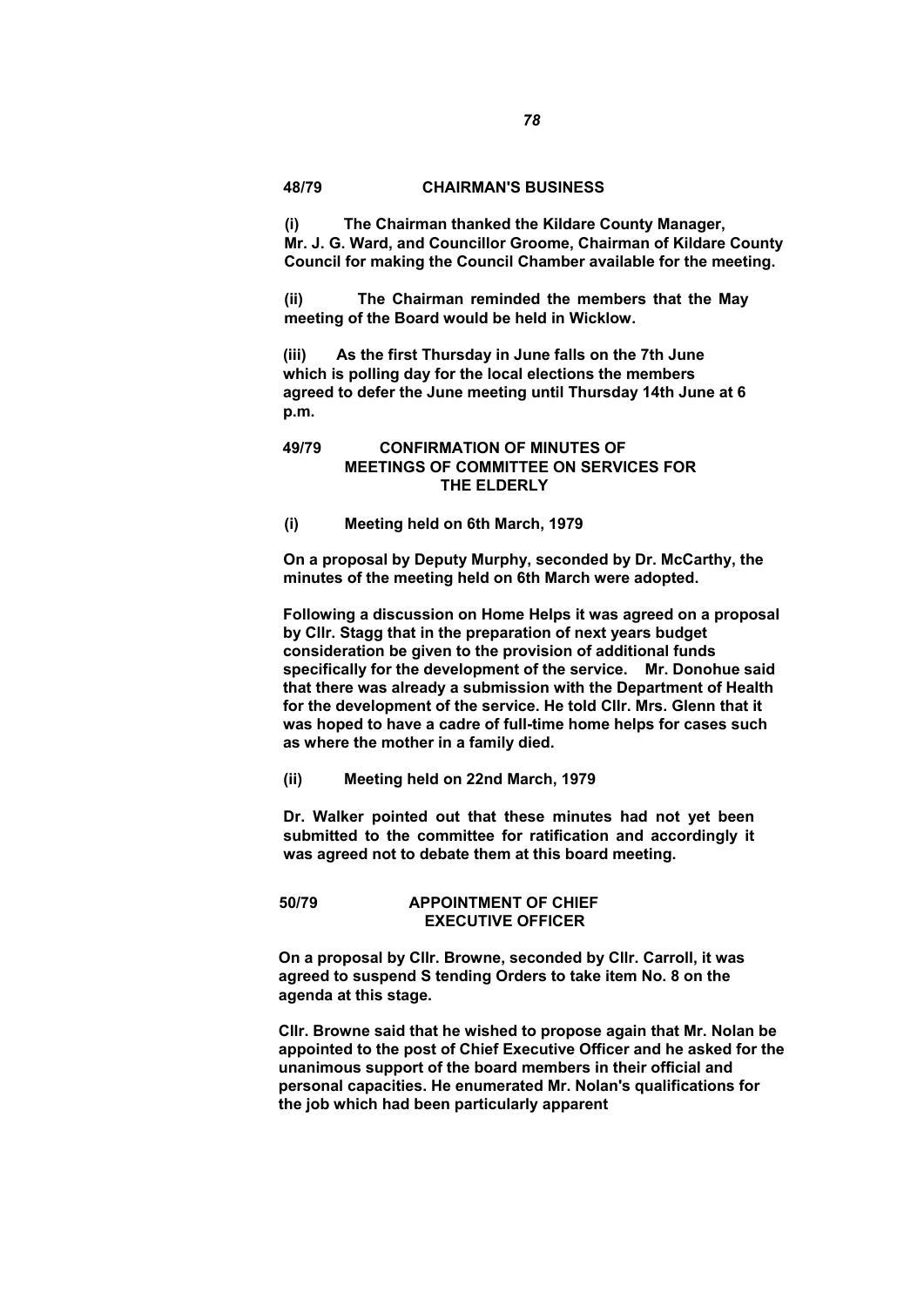## 48/79 CHAIRMAN'S BUSINESS

**(i) The Chairman thanked the Kildare County Manager, Mr. J. G. Ward, and Councillor Groome, Chairman of Kildare County Council for making the Council Chamber available for the meeting.**

**(ii) The Chairman reminded the members that the May meeting of the Board would be held in Wicklow.**

**(iii) As the first Thursday in June falls on the 7th June which is polling day for the local elections the members agreed to defer the June meeting until Thursday 14th June at 6 p.m.**

## 49/79 CONFIRMATION OF MINUTES OF MEETINGS OF COMMITTEE ON SERVICES FOR THE ELDERLY

**(i) Meeting held on 6th March, 1979**

**On a proposal by Deputy Murphy, seconded by Dr. McCarthy, the minutes of the meeting held on 6th March were adopted.**

**Following a discussion on Home Helps it was agreed on a proposal by Cllr. Stagg that in the preparation of next years budget consideration be given to the provision of additional funds specifically for the development of the service. Mr. Donohue said that there was already a submission with the Department of Health for the development of the service. He told Cllr. Mrs. Glenn that it was hoped to have a cadre of full-time home helps for cases such as where the mother in a family died.**

**(ii) Meeting held on 22nd March, 1979**

**Dr. Walker pointed out that these minutes had not yet been submitted to the committee for ratification and accordingly it was agreed not to debate them at this board meeting.**

## 50/79 APPOINTMENT OF CHIEF EXECUTIVE OFFICER

**On a proposal by Cllr. Browne, seconded by Cllr. Carroll, it was agreed to suspend S tending Orders to take item No. 8 on the agenda at this stage.**

**Cllr. Browne said that he wished to propose again that Mr. Nolan be appointed to the post of Chief Executive Officer and he asked for the unanimous support of the board members in their official and personal capacities. He enumerated Mr. Nolan's qualifications for the job which had been particularly apparent**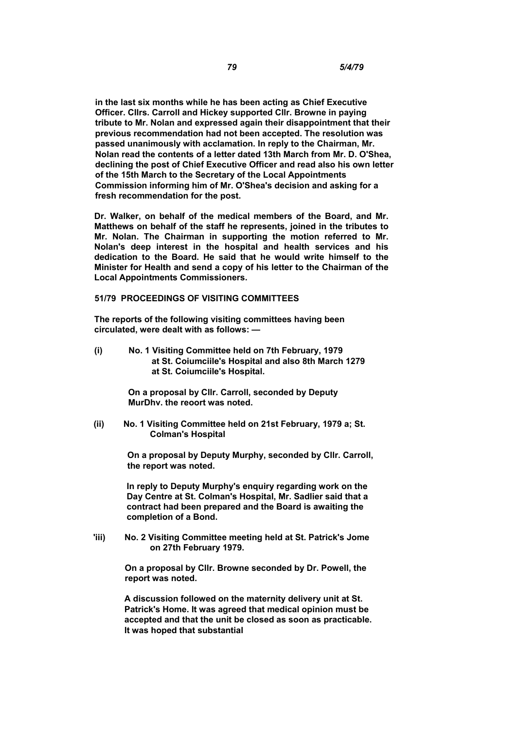**in the last six months while he has been acting as Chief Executive Officer. Cllrs. Carroll and Hickey supported Cllr. Browne in paying tribute to Mr. Nolan and expressed again their disappointment that their previous recommendation had not been accepted. The resolution was passed unanimously with acclamation. In reply to the Chairman, Mr. Nolan read the contents of a letter dated 13th March from Mr. D. O'Shea, declining the post of Chief Executive Officer and read also his own letter of the 15th March to the Secretary of the Local Appointments Commission informing him of Mr. O'Shea's decision and asking for a fresh recommendation for the post.**

**Dr. Walker, on behalf of the medical members of the Board, and Mr. Matthews on behalf of the staff he represents, joined in the tributes to Mr. Nolan. The Chairman in supporting the motion referred to Mr. Nolan's deep interest in the hospital and health services and his dedication to the Board. He said that he would write himself to the Minister for Health and send a copy of his letter to the Chairman of the Local Appointments Commissioners.**

**51/79 PROCEEDINGS OF VISITING COMMITTEES**

**The reports of the following visiting committees having been circulated, were dealt with as follows: —**

**(i) No. 1 Visiting Committee held on 7th February, 1979 at St. Coiumciile's Hospital and also 8th March 1279 at St. Coiumciile's Hospital.**

**On a proposal by Cllr. Carroll, seconded by Deputy MurDhv. the reoort was noted.**

**(ii) No. 1 Visiting Committee held on 21st February, 1979 a; St. Colman's Hospital**

**On a proposal by Deputy Murphy, seconded by Cllr. Carroll, the report was noted.**

**In reply to Deputy Murphy's enquiry regarding work on the Day Centre at St. Colman's Hospital, Mr. Sadlier said that a contract had been prepared and the Board is awaiting the completion of a Bond.**

**'iii) No. 2 Visiting Committee meeting held at St. Patrick's Jome on 27th February 1979.**

**On a proposal by Cllr. Browne seconded by Dr. Powell, the report was noted.**

**A discussion followed on the maternity delivery unit at St. Patrick's Home. It was agreed that medical opinion must be accepted and that the unit be closed as soon as practicable. It was hoped that substantial**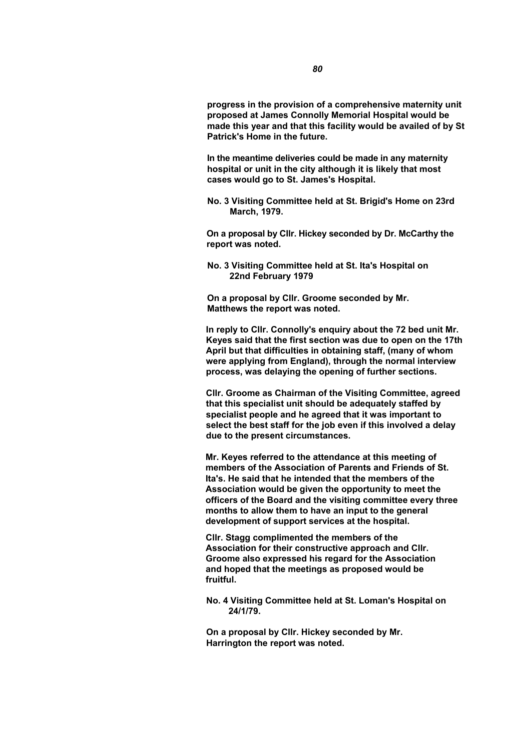**progress in the provision of a comprehensive maternity unit proposed at James Connolly Memorial Hospital would be made this year and that this facility would be availed of by St Patrick's Home in the future.**

**In the meantime deliveries could be made in any maternity hospital or unit in the city although it is likely that most cases would go to St. James's Hospital.**

**No. 3 Visiting Committee held at St. Brigid's Home on 23rd March, 1979.**

**On a proposal by Cllr. Hickey seconded by Dr. McCarthy the report was noted.**

**No. 3 Visiting Committee held at St. Ita's Hospital on 22nd February 1979**

**On a proposal by Cllr. Groome seconded by Mr. Matthews the report was noted.**

**In reply to Cllr. Connolly's enquiry about the 72 bed unit Mr. Keyes said that the first section was due to open on the 17th April but that difficulties in obtaining staff, (many of whom were applying from England), through the normal interview process, was delaying the opening of further sections.**

**Cllr. Groome as Chairman of the Visiting Committee, agreed that this specialist unit should be adequately staffed by specialist people and he agreed that it was important to select the best staff for the job even if this involved a delay due to the present circumstances.**

**Mr. Keyes referred to the attendance at this meeting of members of the Association of Parents and Friends of St. Ita's. He said that he intended that the members of the Association would be given the opportunity to meet the officers of the Board and the visiting committee every three months to allow them to have an input to the general development of support services at the hospital.**

**Cllr. Stagg complimented the members of the Association for their constructive approach and Cllr. Groome also expressed his regard for the Association and hoped that the meetings as proposed would be fruitful.**

**No. 4 Visiting Committee held at St. Loman's Hospital on 24/1/79.**

**On a proposal by Cllr. Hickey seconded by Mr. Harrington the report was noted.**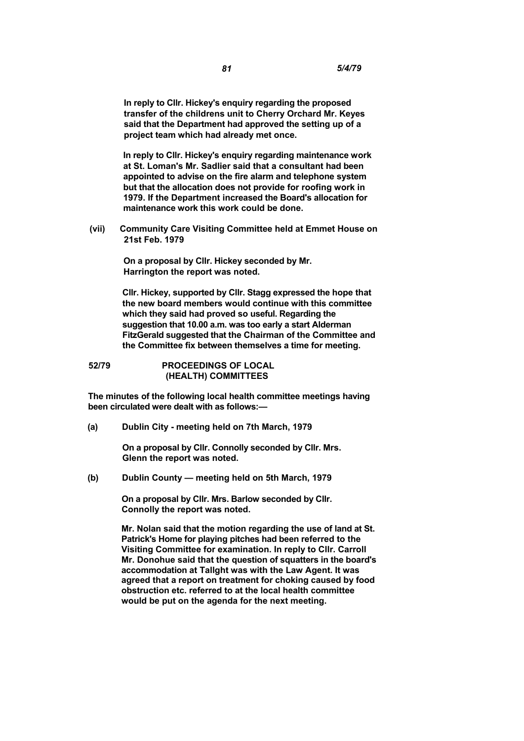In reply to Cllr. Hickey's enquiry regarding the proposed transfer of the childrens unit to Cherry Orchard Mr. Keyes said that the Department had approved the setting up of a project team which had already met once.

In reply to Cllr. Hickey's enquiry regarding maintenance work at St. Loman's Mr. Sadlier said that a consultant had been appointed to advise on the fire alarm and telephone system but that the allocation does not provide for roofing work in 1979. If the Department increased the Board's allocation for maintenance work this work could be done.

**(vii) Community Care Visiting Committee held at Emmet House on 21st Feb. 1979**

On a proposal by Cllr. Hickey seconded by Mr. Harrington the report was noted.

Cllr. Hickey, supported by Cllr. Stagg expressed the hope that the new board members would continue with this committee which they said had proved so useful. Regarding the suggestion that 10.00 a.m. was too early a start Alderman FitzGerald suggested that the Chairman of the Committee and the Committee fix between themselves a time for meeting.

## 52/79 PROCEEDINGS OF LOCAL (HEALTH) COMMITTEES

The minutes of the following local health committee meetings having been circulated were dealt with as follows:—

**(a) Dublin City - meeting held on 7th March, 1979**

On a proposal by Cllr. Connolly seconded by Cllr. Mrs. Glenn the report was noted.

**(b) Dublin County — meeting held on 5th March, 1979**

On a proposal by Cllr. Mrs. Barlow seconded by Cllr. Connolly the report was noted.

Mr. Nolan said that the motion regarding the use of land at St. Patrick's Home for playing pitches had been referred to the Visiting Committee for examination. In reply to Cllr. Carroll Mr. Donohue said that the question of squatters in the board's accommodation at Tallght was with the Law Agent. It was agreed that a report on treatment for choking caused by food obstruction etc. referred to at the local health committee would be put on the agenda for the next meeting.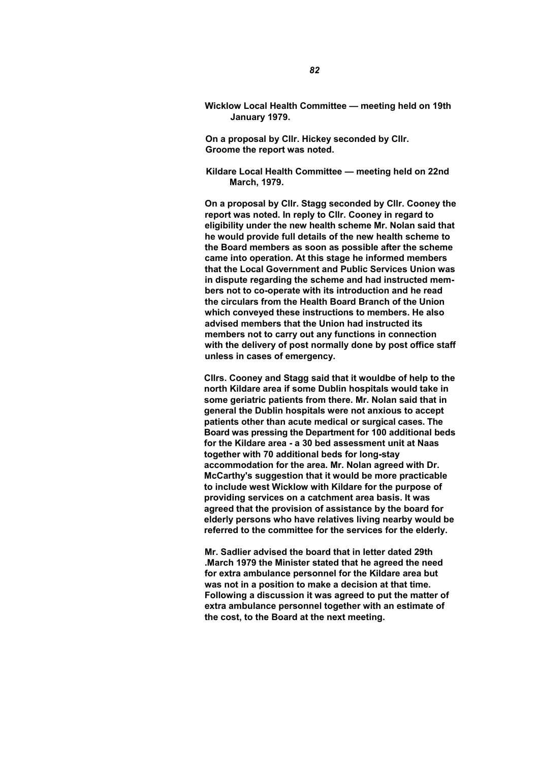**Wicklow Local Health Committee — meeting held on 19th January 1979.**

**On a proposal by Cllr. Hickey seconded by Cllr. Groome the report was noted.**

**Kildare Local Health Committee — meeting held on 22nd March, 1979.**

**On a proposal by Cllr. Stagg seconded by Cllr. Cooney the report was noted. In reply to Cllr. Cooney in regard to eligibility under the new health scheme Mr. Nolan said that he would provide full details of the new health scheme to the Board members as soon as possible after the scheme came into operation. At this stage he informed members that the Local Government and Public Services Union was in dispute regarding the scheme and had instructed members not to co-operate with its introduction and he read the circulars from the Health Board Branch of the Union which conveyed these instructions to members. He also advised members that the Union had instructed its members not to carry out any functions in connection with the delivery of post normally done by post office staff unless in cases of emergency.**

**Cllrs. Cooney and Stagg said that it wouldbe of help to the north Kildare area if some Dublin hospitals would take in some geriatric patients from there. Mr. Nolan said that in general the Dublin hospitals were not anxious to accept patients other than acute medical or surgical cases. The Board was pressing the Department for 100 additional beds for the Kildare area - a 30 bed assessment unit at Naas together with 70 additional beds for long-stay accommodation for the area. Mr. Nolan agreed with Dr. McCarthy's suggestion that it would be more practicable to include west Wicklow with Kildare for the purpose of providing services on a catchment area basis. It was agreed that the provision of assistance by the board for elderly persons who have relatives living nearby would be referred to the committee for the services for the elderly.**

**Mr. Sadlier advised the board that in letter dated 29th .March 1979 the Minister stated that he agreed the need for extra ambulance personnel for the Kildare area but was not in a position to make a decision at that time. Following a discussion it was agreed to put the matter of extra ambulance personnel together with an estimate of the cost, to the Board at the next meeting.**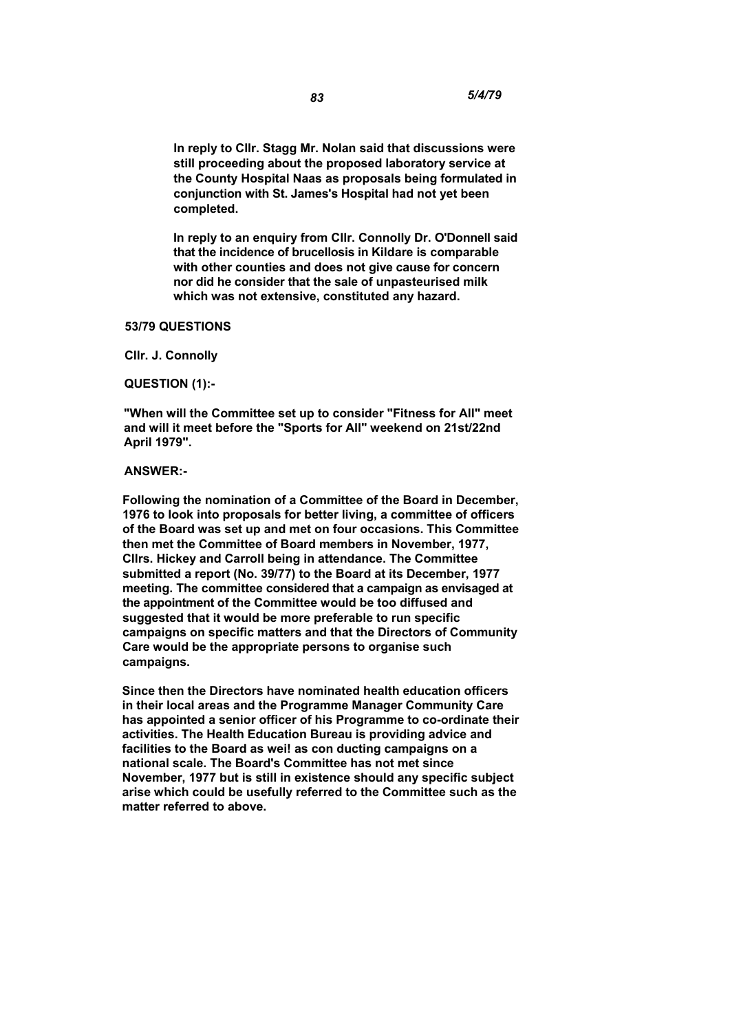**In reply to Cllr. Stagg Mr. Nolan said that discussions were still proceeding about the proposed laboratory service at the County Hospital Naas as proposals being formulated in conjunction with St. James's Hospital had not yet been completed.**

**In reply to an enquiry from Cllr. Connolly Dr. O'Donnell said that the incidence of brucellosis in Kildare is comparable with other counties and does not give cause for concern nor did he consider that the sale of unpasteurised milk which was not extensive, constituted any hazard.**

**53/79 QUESTIONS**

**Cllr. J. Connolly**

**QUESTION (1):-**

**"When will the Committee set up to consider "Fitness for All" meet and will it meet before the "Sports for All" weekend on 21st/22nd April 1979".**

**ANSWER:-**

**Following the nomination of a Committee of the Board in December, 1976 to look into proposals for better living, a committee of officers of the Board was set up and met on four occasions. This Committee then met the Committee of Board members in November, 1977, Cllrs. Hickey and Carroll being in attendance. The Committee submitted a report (No. 39/77) to the Board at its December, 1977 meeting. The committee considered that a campaign as envisaged at the appointment of the Committee would be too diffused and suggested that it would be more preferable to run specific campaigns on specific matters and that the Directors of Community Care would be the appropriate persons to organise such campaigns.**

**Since then the Directors have nominated health education officers in their local areas and the Programme Manager Community Care has appointed a senior officer of his Programme to co-ordinate their activities. The Health Education Bureau is providing advice and facilities to the Board as wei! as con ducting campaigns on a national scale. The Board's Committee has not met since November, 1977 but is still in existence should any specific subject arise which could be usefully referred to the Committee such as the matter referred to above.**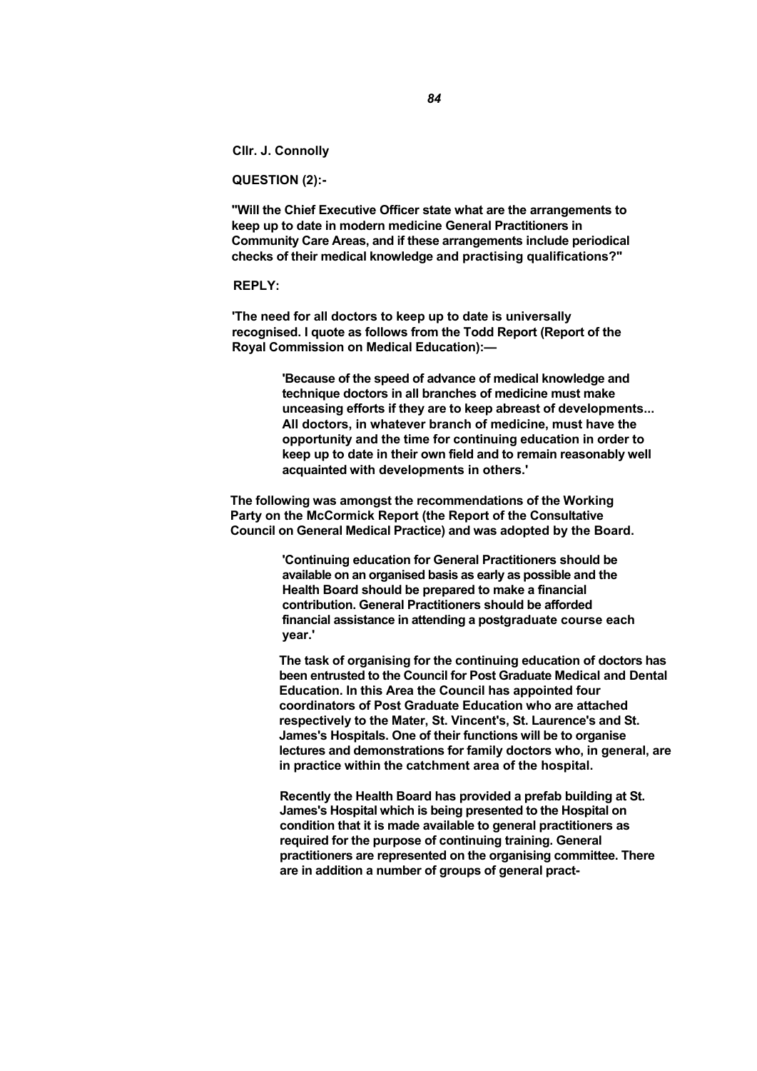**Cllr. J. Connolly**

**QUESTION (2):-**

**"Will the Chief Executive Officer state what are the arrangements to keep up to date in modern medicine General Practitioners in Community Care Areas, and if these arrangements include periodical checks of their medical knowledge and practising qualifications?"**

**REPLY:**

**'The need for all doctors to keep up to date is universally recognised. I quote as follows from the Todd Report (Report of the Royal Commission on Medical Education):—**

> **'Because of the speed of advance of medical knowledge and technique doctors in all branches of medicine must make unceasing efforts if they are to keep abreast of developments... All doctors, in whatever branch of medicine, must have the opportunity and the time for continuing education in order to keep up to date in their own field and to remain reasonably well acquainted with developments in others.'**

**The following was amongst the recommendations of the Working Party on the McCormick Report (the Report of the Consultative Council on General Medical Practice) and was adopted by the Board.**

> **'Continuing education for General Practitioners should be available on an organised basis as early as possible and the Health Board should be prepared to make a financial contribution. General Practitioners should be afforded financial assistance in attending a postgraduate course each year.'**

**The task of organising for the continuing education of doctors has been entrusted to the Council for Post Graduate Medical and Dental Education. In this Area the Council has appointed four coordinators of Post Graduate Education who are attached respectively to the Mater, St. Vincent's, St. Laurence's and St. James's Hospitals. One of their functions will be to organise lectures and demonstrations for family doctors who, in general, are in practice within the catchment area of the hospital.**

**Recently the Health Board has provided a prefab building at St. James's Hospital which is being presented to the Hospital on condition that it is made available to general practitioners as required for the purpose of continuing training. General practitioners are represented on the organising committee. There are in addition a number of groups of general pract-**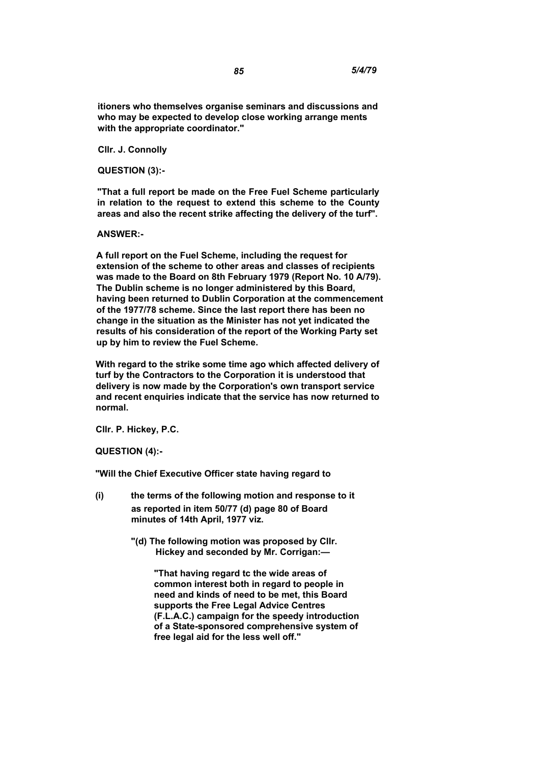**itioners who themselves organise seminars and discussions and who may be expected to develop close working arrange ments with the appropriate coordinator."**

**Cllr. J. Connolly**

**QUESTION (3):-**

**"That a full report be made on the Free Fuel Scheme particularly in relation to the request to extend this scheme to the County areas and also the recent strike affecting the delivery of the turf".**

**ANSWER:-**

**A full report on the Fuel Scheme, including the request for extension of the scheme to other areas and classes of recipients was made to the Board on 8th February 1979 (Report No. 10 A/79). The Dublin scheme is no longer administered by this Board, having been returned to Dublin Corporation at the commencement of the 1977/78 scheme. Since the last report there has been no change in the situation as the Minister has not yet indicated the results of his consideration of the report of the Working Party set up by him to review the Fuel Scheme.**

**With regard to the strike some time ago which affected delivery of turf by the Contractors to the Corporation it is understood that delivery is now made by the Corporation's own transport service and recent enquiries indicate that the service has now returned to normal.**

**Cllr. P. Hickey, P.C.**

**QUESTION (4):-**

**"Will the Chief Executive Officer state having regard to**

**(i) the terms of the following motion and response to it as reported in item 50/77 (d) page 80 of Board minutes of 14th April, 1977 viz.**

> **"(d) The following motion was proposed by Cllr. Hickey and seconded by Mr. Corrigan:—**
>
> > **"That having regard tc the wide areas of common interest both in regard to people in need and kinds of need to be met, this Board supports the Free Legal Advice Centres (F.L.A.C.) campaign for the speedy introduction of a State-sponsored comprehensive system of free legal aid for the less well off."**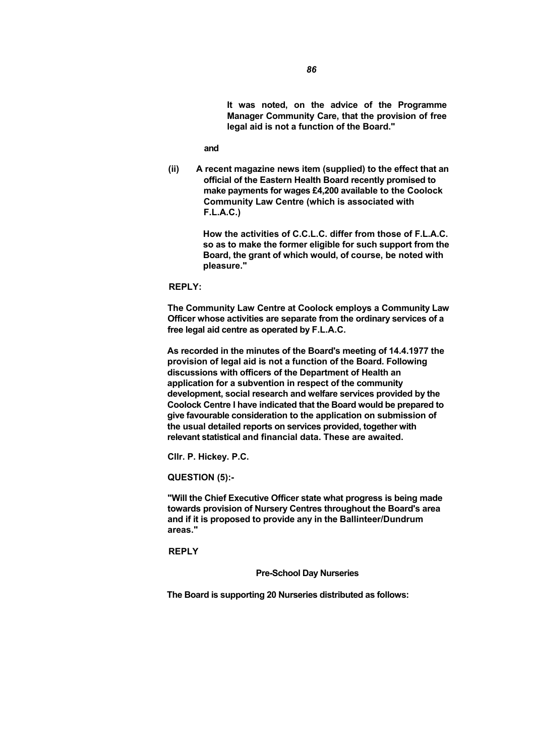**It was noted, on the advice of the Programme Manager Community Care, that the provision of free legal aid is not a function of the Board."**

**and**

**(ii) A recent magazine news item (supplied) to the effect that an official of the Eastern Health Board recently promised to make payments for wages £4,200 available to the Coolock Community Law Centre (which is associated with F.L.A.C.)**

**How the activities of C.C.L.C. differ from those of F.L.A.C. so as to make the former eligible for such support from the Board, the grant of which would, of course, be noted with pleasure."**

**REPLY:**

**The Community Law Centre at Coolock employs a Community Law Officer whose activities are separate from the ordinary services of a free legal aid centre as operated by F.L.A.C.**

**As recorded in the minutes of the Board's meeting of 14.4.1977 the provision of legal aid is not a function of the Board. Following discussions with officers of the Department of Health an application for a subvention in respect of the community development, social research and welfare services provided by the Coolock Centre I have indicated that the Board would be prepared to give favourable consideration to the application on submission of the usual detailed reports on services provided, together with relevant statistical and financial data. These are awaited.**

**Cllr. P. Hickey. P.C.**

**QUESTION (5):-**

**"Will the Chief Executive Officer state what progress is being made towards provision of Nursery Centres throughout the Board's area and if it is proposed to provide any in the Ballinteer/Dundrum areas."**

**REPLY**

**Pre-School Day Nurseries**

**The Board is supporting 20 Nurseries distributed as follows:**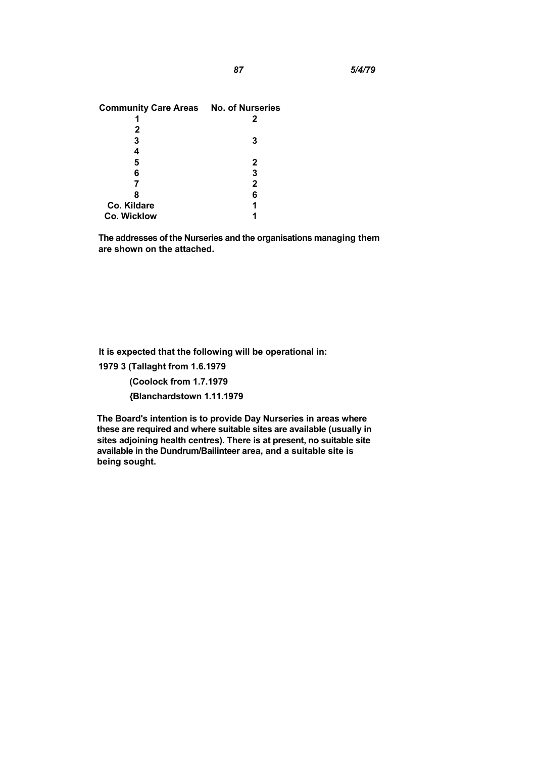| Community Care Areas | No. of Nurseries |
| --- | --- |
| 1 | 2 |
| 2 | |
| 3 | 3 |
| 4 | |
| 5 | 2 |
| 6 | 3 |
| 7 | 2 |
| 8 | 6 |
| Co. Kildare | 1 |
| Co. Wicklow | 1 |

**The addresses of the Nurseries and the organisations managing them are shown on the attached.**

**It is expected that the following will be operational in:**

**1979 3 (Tallaght from 1.6.1979**

**(Coolock from 1.7.1979**

**{Blanchardstown 1.11.1979**

**The Board's intention is to provide Day Nurseries in areas where these are required and where suitable sites are available (usually in sites adjoining health centres). There is at present, no suitable site available in the Dundrum/Bailinteer area, and a suitable site is being sought.**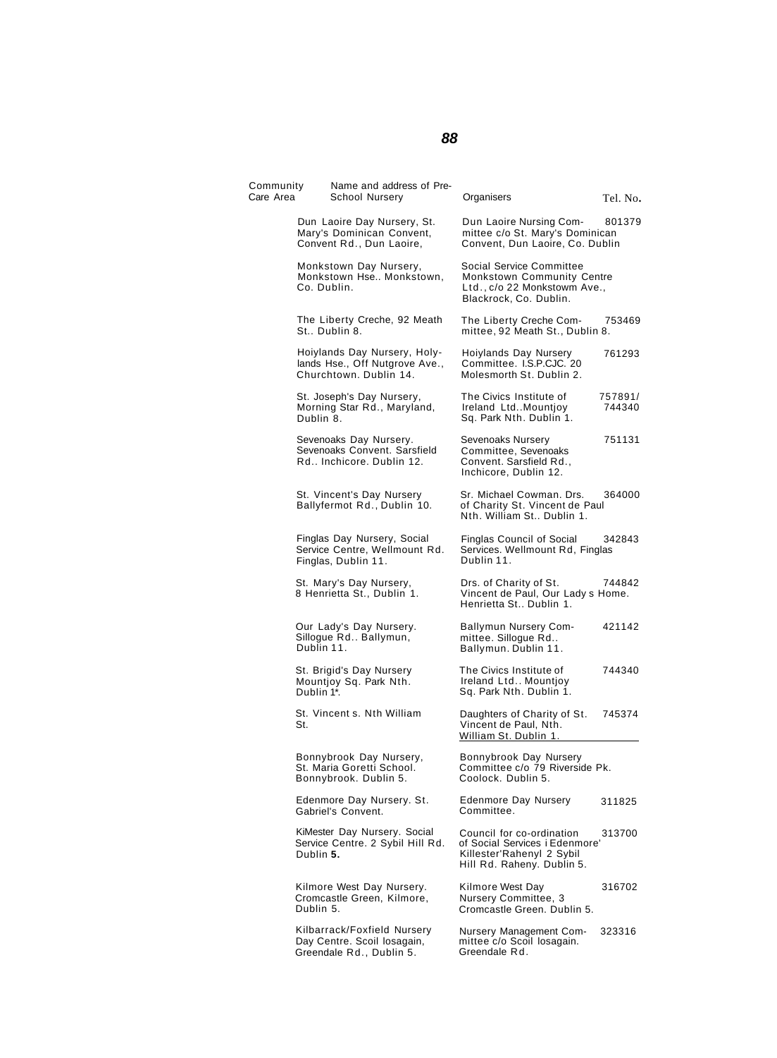| Community Care Area | Name and address of Pre-School Nursery | Organisers | Tel. No. |
|---|---|---|---|
| | Dun Laoire Day Nursery, St. Mary's Dominican Convent, Convent Rd., Dun Laoire, | Dun Laoire Nursing Committee c/o St. Mary's Dominican Convent, Dun Laoire, Co. Dublin | 801379 |
| | Monkstown Day Nursery, Monkstown Hse.. Monkstown, Co. Dublin. | Social Service Committee Monkstown Community Centre Ltd., c/o 22 Monkstowm Ave., Blackrock, Co. Dublin. | |
| | The Liberty Creche, 92 Meath St.. Dublin 8. | The Liberty Creche Committee, 92 Meath St., Dublin 8. | 753469 |
| | Hoiylands Day Nursery, Holylands Hse., Off Nutgrove Ave., Churchtown. Dublin 14. | Hoiylands Day Nursery Committee. I.S.P.CJC. 20 Molesmorth St. Dublin 2. | 761293 |
| | St. Joseph's Day Nursery, Morning Star Rd., Maryland, Dublin 8. | The Civics Institute of Ireland Ltd..Mountjoy Sq. Park Nth. Dublin 1. | 757891/ 744340 |
| | Sevenoaks Day Nursery. Sevenoaks Convent. Sarsfield Rd.. Inchicore. Dublin 12. | Sevenoaks Nursery Committee, Sevenoaks Convent. Sarsfield Rd., Inchicore, Dublin 12. | 751131 |
| | St. Vincent's Day Nursery Ballyfermot Rd., Dublin 10. | Sr. Michael Cowman. Drs. of Charity St. Vincent de Paul Nth. William St.. Dublin 1. | 364000 |
| | Finglas Day Nursery, Social Service Centre, Wellmount Rd. Finglas, Dublin 11. | Finglas Council of Social Services. Wellmount Rd, Finglas Dublin 11. | 342843 |
| | St. Mary's Day Nursery, 8 Henrietta St., Dublin 1. | Drs. of Charity of St. Vincent de Paul, Our Lady s Home. Henrietta St.. Dublin 1. | 744842 |
| | Our Lady's Day Nursery. Sillogue Rd.. Ballymun, Dublin 11. | Ballymun Nursery Committee. Sillogue Rd.. Ballymun. Dublin 11. | 421142 |
| | St. Brigid's Day Nursery Mountjoy Sq. Park Nth. Dublin 1*. | The Civics Institute of Ireland Ltd.. Mountjoy Sq. Park Nth. Dublin 1. | 744340 |
| | St. Vincent s. Nth William St. | Daughters of Charity of St. Vincent de Paul, Nth. William St. Dublin 1. | 745374 |
| | Bonnybrook Day Nursery, St. Maria Goretti School. Bonnybrook. Dublin 5. | Bonnybrook Day Nursery Committee c/o 79 Riverside Pk. Coolock. Dublin 5. | |
| | Edenmore Day Nursery. St. Gabriel's Convent. | Edenmore Day Nursery Committee. | 311825 |
| | KiMester Day Nursery. Social Service Centre. 2 Sybil Hill Rd. Dublin **5.** | Council for co-ordination of Social Services i Edenmore' Killester'Rahenyl 2 Sybil Hill Rd. Raheny. Dublin 5. | 313700 |
| | Kilmore West Day Nursery. Cromcastle Green, Kilmore, Dublin 5. | Kilmore West Day Nursery Committee, 3 Cromcastle Green. Dublin 5. | 316702 |
| | Kilbarrack/Foxfield Nursery Day Centre. Scoil losagain, Greendale Rd., Dublin 5. | Nursery Management Committee c/o Scoil losagain. Greendale Rd. | 323316 |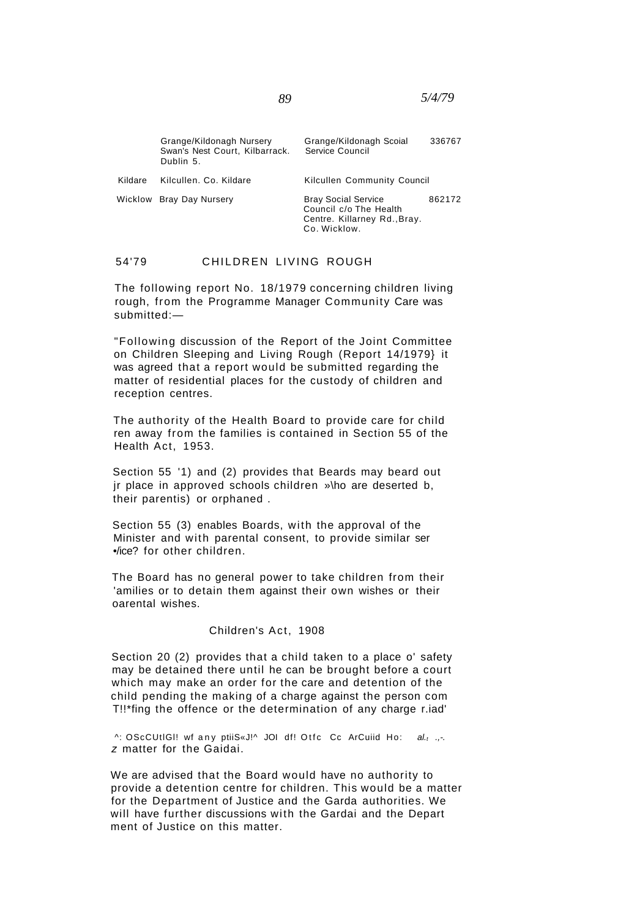| | | | |
|---|---|---|---|
| | Grange/Kildonagh Nursery Swan's Nest Court, Kilbarrack. Dublin 5. | Grange/Kildonagh Scoial Service Council | 336767 |
| Kildare | Kilcullen. Co. Kildare | Kilcullen Community Council | |
| Wicklow | Bray Day Nursery | Bray Social Service Council c/o The Health Centre. Killarney Rd., Bray. Co. Wicklow. | 862172 |

54'79 CHILDREN LIVING ROUGH

The following report No. 18/1979 concerning children living rough, from the Programme Manager Community Care was submitted:—

"Following discussion of the Report of the Joint Committee on Children Sleeping and Living Rough (Report 14/1979} it was agreed that a report would be submitted regarding the matter of residential places for the custody of children and reception centres.

The authority of the Health Board to provide care for child ren away from the families is contained in Section 55 of the Health Act, 1953.

Section 55 '1) and (2) provides that Beards may beard out jr place in approved schools children »\ho are deserted b, their parentis) or orphaned .

Section 55 (3) enables Boards, with the approval of the Minister and with parental consent, to provide similar ser •/ice? for other children.

The Board has no general power to take children from their 'amilies or to detain them against their own wishes or their oarental wishes.

Children's Act, 1908

Section 20 (2) provides that a child taken to a place o' safety may be detained there until he can be brought before a court which may make an order for the care and detention of the child pending the making of a charge against the person com T!!*fing the offence or the determination of any charge r.iad'

^: OScCUtlGl! wf any ptiiS«J!^ JOl df! Otfc Cc ArCuiid Ho: al.t .,-.
z matter for the Gaidai.

We are advised that the Board would have no authority to provide a detention centre for children. This would be a matter for the Department of Justice and the Garda authorities. We will have further discussions with the Gardai and the Depart ment of Justice on this matter.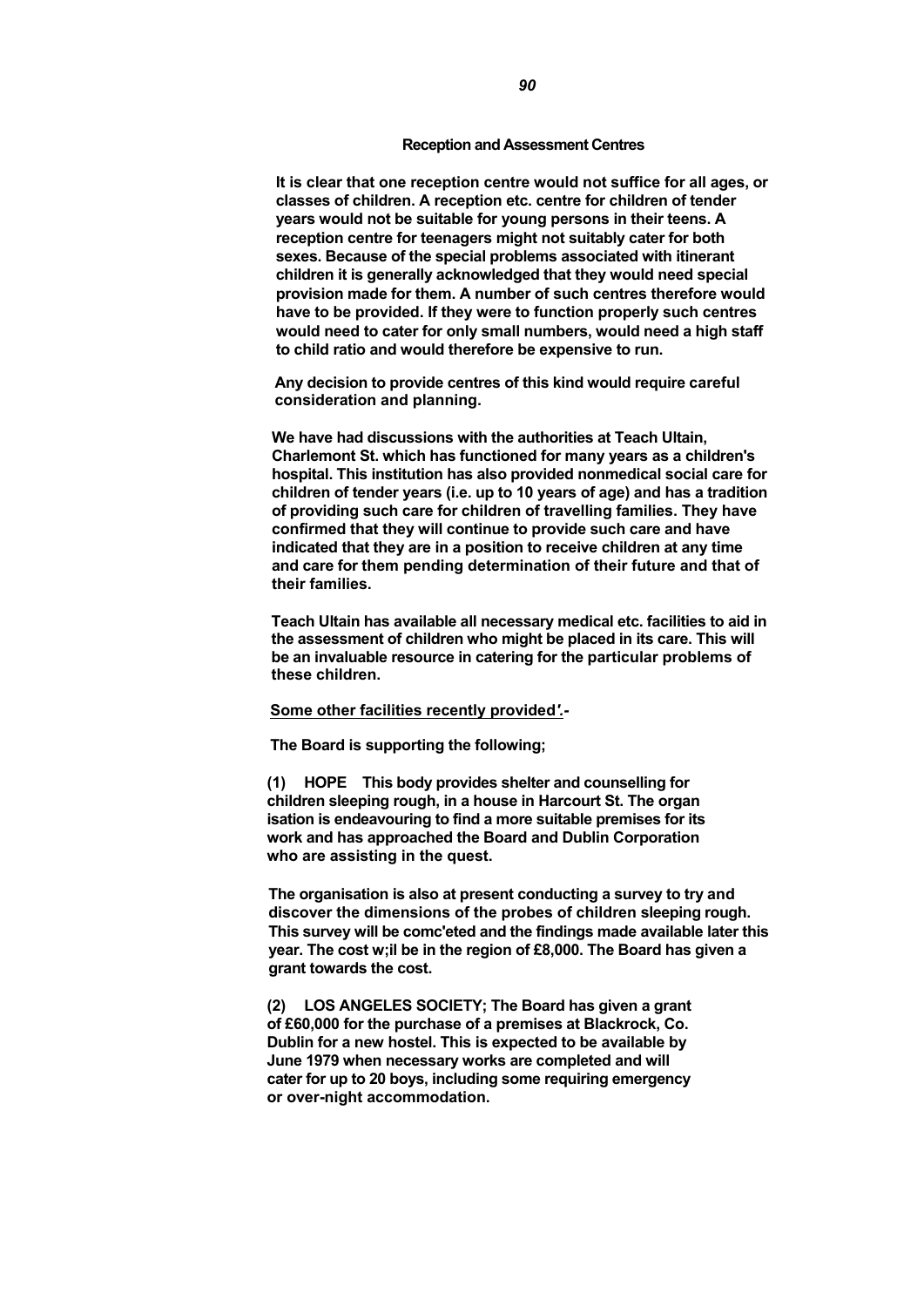## Reception and Assessment Centres

It is clear that one reception centre would not suffice for all ages, or classes of children. A reception etc. centre for children of tender years would not be suitable for young persons in their teens. A reception centre for teenagers might not suitably cater for both sexes. Because of the special problems associated with itinerant children it is generally acknowledged that they would need special provision made for them. A number of such centres therefore would have to be provided. If they were to function properly such centres would need to cater for only small numbers, would need a high staff to child ratio and would therefore be expensive to run.

Any decision to provide centres of this kind would require careful consideration and planning.

We have had discussions with the authorities at Teach Ultain, Charlemont St. which has functioned for many years as a children's hospital. This institution has also provided nonmedical social care for children of tender years (i.e. up to 10 years of age) and has a tradition of providing such care for children of travelling families. They have confirmed that they will continue to provide such care and have indicated that they are in a position to receive children at any time and care for them pending determination of their future and that of their families.

Teach Ultain has available all necessary medical etc. facilities to aid in the assessment of children who might be placed in its care. This will be an invaluable resource in catering for the particular problems of these children.

Some other facilities recently provided'.-

The Board is supporting the following;

(1) HOPE This body provides shelter and counselling for children sleeping rough, in a house in Harcourt St. The organ isation is endeavouring to find a more suitable premises for its work and has approached the Board and Dublin Corporation who are assisting in the quest.

The organisation is also at present conducting a survey to try and discover the dimensions of the probes of children sleeping rough. This survey will be comc'eted and the findings made available later this year. The cost w;il be in the region of £8,000. The Board has given a grant towards the cost.

(2) LOS ANGELES SOCIETY; The Board has given a grant of £60,000 for the purchase of a premises at Blackrock, Co. Dublin for a new hostel. This is expected to be available by June 1979 when necessary works are completed and will cater for up to 20 boys, including some requiring emergency or over-night accommodation.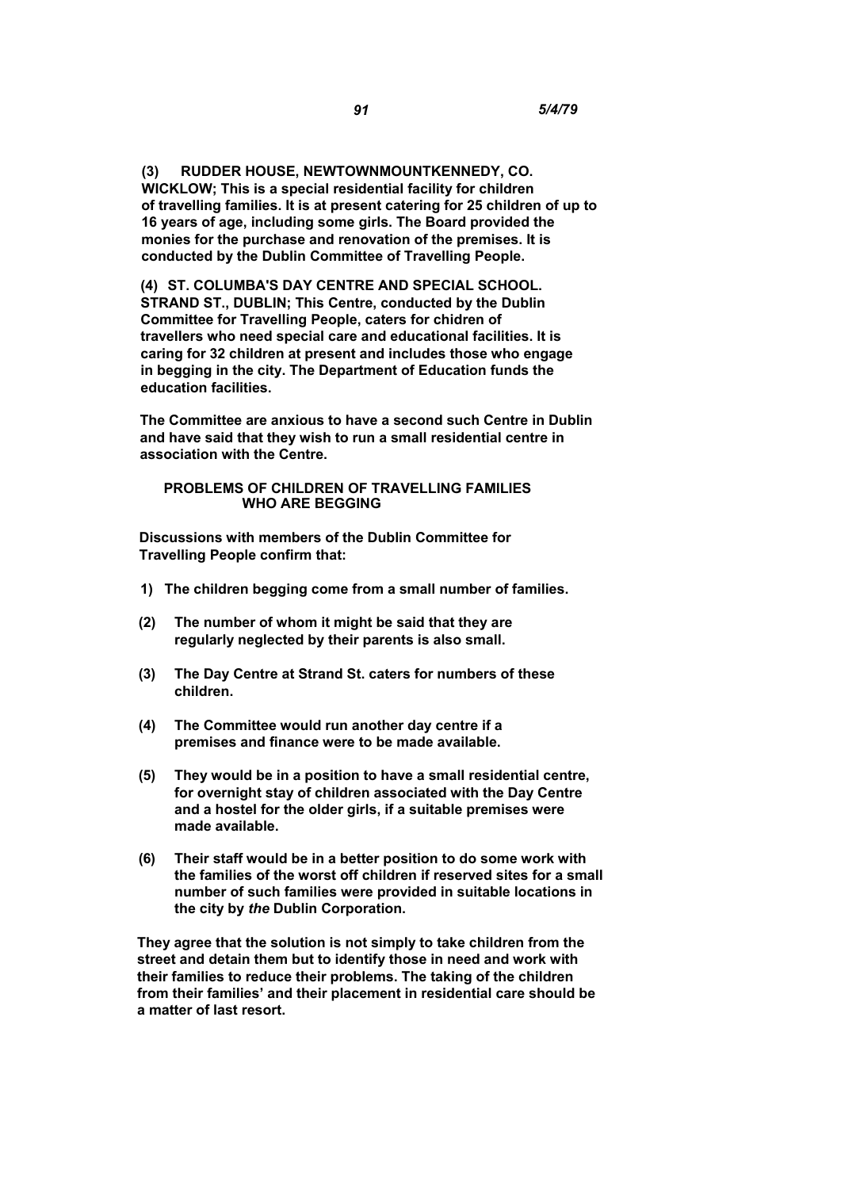**(3) RUDDER HOUSE, NEWTOWNMOUNTKENNEDY, CO. WICKLOW; This is a special residential facility for children of travelling families. It is at present catering for 25 children of up to 16 years of age, including some girls. The Board provided the monies for the purchase and renovation of the premises. It is conducted by the Dublin Committee of Travelling People.**

**(4) ST. COLUMBA'S DAY CENTRE AND SPECIAL SCHOOL. STRAND ST., DUBLIN; This Centre, conducted by the Dublin Committee for Travelling People, caters for chidren of travellers who need special care and educational facilities. It is caring for 32 children at present and includes those who engage in begging in the city. The Department of Education funds the education facilities.**

**The Committee are anxious to have a second such Centre in Dublin and have said that they wish to run a small residential centre in association with the Centre.**

## PROBLEMS OF CHILDREN OF TRAVELLING FAMILIES WHO ARE BEGGING

**Discussions with members of the Dublin Committee for Travelling People confirm that:**

**1) The children begging come from a small number of families.**

**(2) The number of whom it might be said that they are regularly neglected by their parents is also small.**

**(3) The Day Centre at Strand St. caters for numbers of these children.**

**(4) The Committee would run another day centre if a premises and finance were to be made available.**

**(5) They would be in a position to have a small residential centre, for overnight stay of children associated with the Day Centre and a hostel for the older girls, if a suitable premises were made available.**

**(6) Their staff would be in a better position to do some work with the families of the worst off children if reserved sites for a small number of such families were provided in suitable locations in the city by *the* Dublin Corporation.**

**They agree that the solution is not simply to take children from the street and detain them but to identify those in need and work with their families to reduce their problems. The taking of the children from their families' and their placement in residential care should be a matter of last resort.**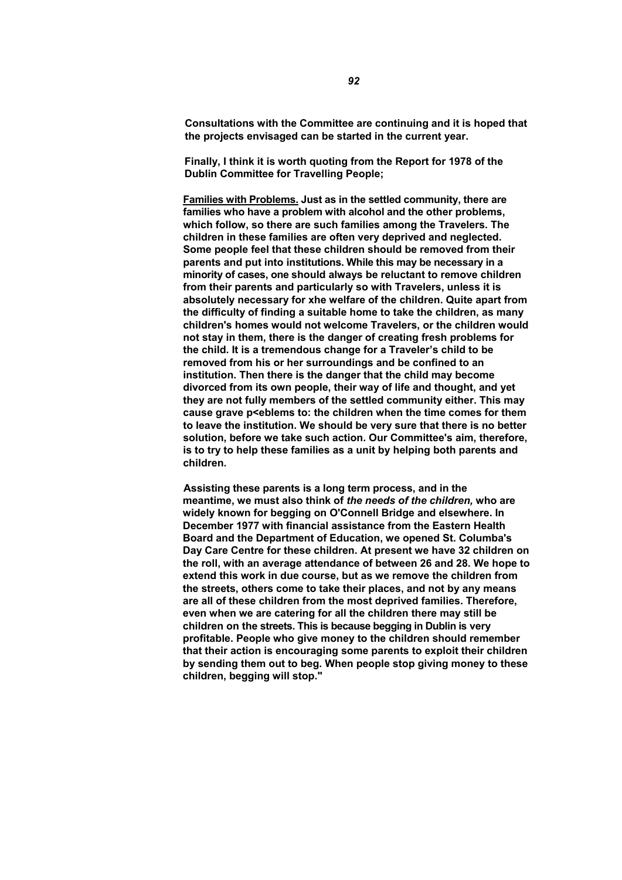**Consultations with the Committee are continuing and it is hoped that the projects envisaged can be started in the current year.**

**Finally, I think it is worth quoting from the Report for 1978 of the Dublin Committee for Travelling People;**

**<u>Families with Problems.</u> Just as in the settled community, there are families who have a problem with alcohol and the other problems, which follow, so there are such families among the Travelers. The children in these families are often very deprived and neglected. Some people feel that these children should be removed from their parents and put into institutions. While this may be necessary in a minority of cases, one should always be reluctant to remove children from their parents and particularly so with Travelers, unless it is absolutely necessary for xhe welfare of the children. Quite apart from the difficulty of finding a suitable home to take the children, as many children's homes would not welcome Travelers, or the children would not stay in them, there is the danger of creating fresh problems for the child. It is a tremendous change for a Traveler's child to be removed from his or her surroundings and be confined to an institution. Then there is the danger that the child may become divorced from its own people, their way of life and thought, and yet they are not fully members of the settled community either. This may cause grave p<eblems to: the children when the time comes for them to leave the institution. We should be very sure that there is no better solution, before we take such action. Our Committee's aim, therefore, is to try to help these families as a unit by helping both parents and children.**

**Assisting these parents is a long term process, and in the meantime, we must also think of *the needs of the children,* who are widely known for begging on O'Connell Bridge and elsewhere. In December 1977 with financial assistance from the Eastern Health Board and the Department of Education, we opened St. Columba's Day Care Centre for these children. At present we have 32 children on the roll, with an average attendance of between 26 and 28. We hope to extend this work in due course, but as we remove the children from the streets, others come to take their places, and not by any means are all of these children from the most deprived families. Therefore, even when we are catering for all the children there may still be children on the streets. This is because begging in Dublin is very profitable. People who give money to the children should remember that their action is encouraging some parents to exploit their children by sending them out to beg. When people stop giving money to these children, begging will stop."**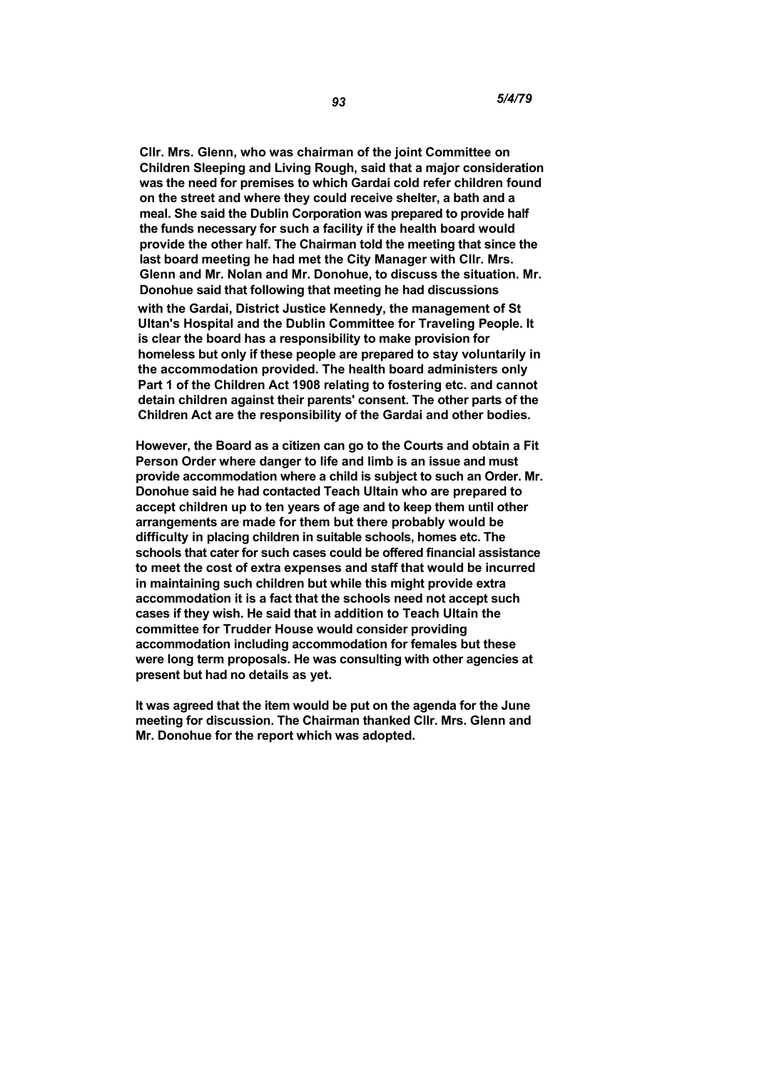**Cllr. Mrs. Glenn, who was chairman of the joint Committee on Children Sleeping and Living Rough, said that a major consideration was the need for premises to which Gardai cold refer children found on the street and where they could receive shelter, a bath and a meal. She said the Dublin Corporation was prepared to provide half the funds necessary for such a facility if the health board would provide the other half. The Chairman told the meeting that since the last board meeting he had met the City Manager with Cllr. Mrs. Glenn and Mr. Nolan and Mr. Donohue, to discuss the situation. Mr. Donohue said that following that meeting he had discussions with the Gardai, District Justice Kennedy, the management of St Ultan's Hospital and the Dublin Committee for Traveling People. It is clear the board has a responsibility to make provision for homeless but only if these people are prepared to stay voluntarily in the accommodation provided. The health board administers only Part 1 of the Children Act 1908 relating to fostering etc. and cannot detain children against their parents' consent. The other parts of the Children Act are the responsibility of the Gardai and other bodies.**

**However, the Board as a citizen can go to the Courts and obtain a Fit Person Order where danger to life and limb is an issue and must provide accommodation where a child is subject to such an Order. Mr. Donohue said he had contacted Teach Ultain who are prepared to accept children up to ten years of age and to keep them until other arrangements are made for them but there probably would be difficulty in placing children in suitable schools, homes etc. The schools that cater for such cases could be offered financial assistance to meet the cost of extra expenses and staff that would be incurred in maintaining such children but while this might provide extra accommodation it is a fact that the schools need not accept such cases if they wish. He said that in addition to Teach Ultain the committee for Trudder House would consider providing accommodation including accommodation for females but these were long term proposals. He was consulting with other agencies at present but had no details as yet.**

**It was agreed that the item would be put on the agenda for the June meeting for discussion. The Chairman thanked Cllr. Mrs. Glenn and Mr. Donohue for the report which was adopted.**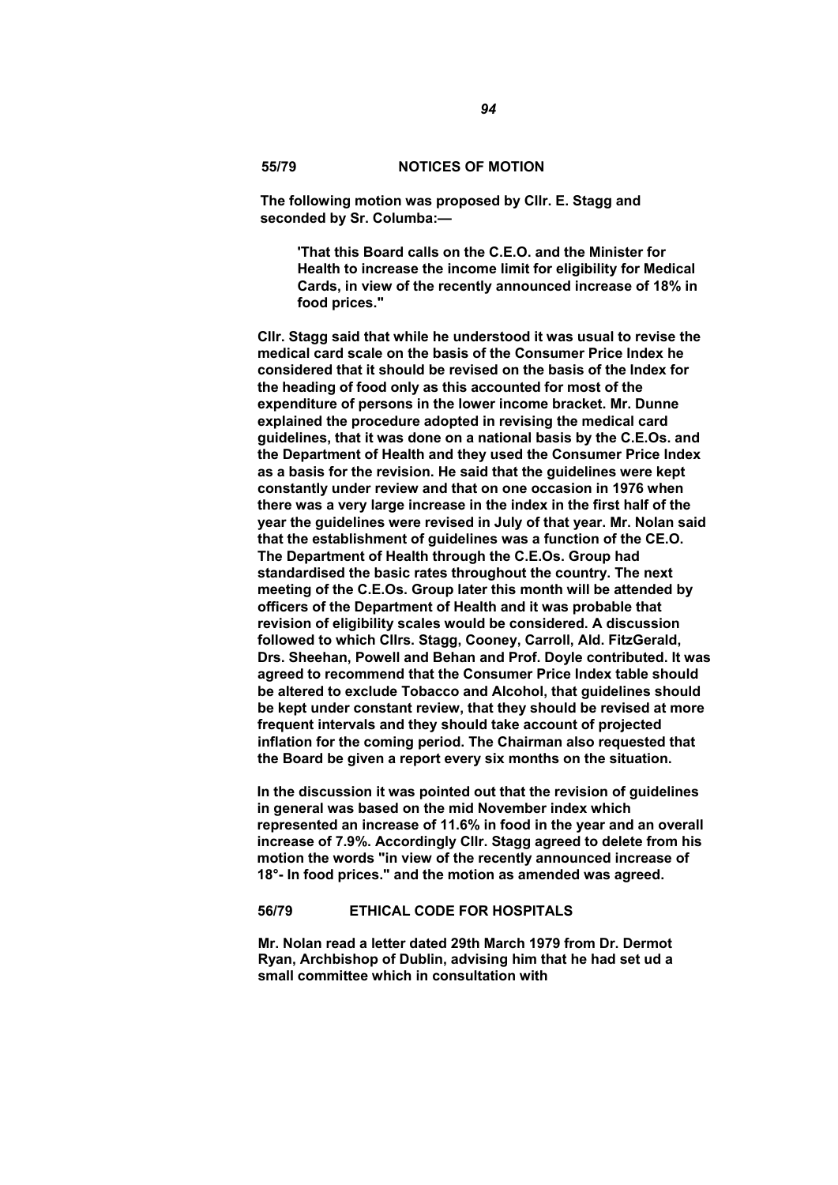**55/79 NOTICES OF MOTION**

**The following motion was proposed by Cllr. E. Stagg and seconded by Sr. Columba:—**

> **'That this Board calls on the C.E.O. and the Minister for Health to increase the income limit for eligibility for Medical Cards, in view of the recently announced increase of 18% in food prices."**

**Cllr. Stagg said that while he understood it was usual to revise the medical card scale on the basis of the Consumer Price Index he considered that it should be revised on the basis of the Index for the heading of food only as this accounted for most of the expenditure of persons in the lower income bracket. Mr. Dunne explained the procedure adopted in revising the medical card guidelines, that it was done on a national basis by the C.E.Os. and the Department of Health and they used the Consumer Price Index as a basis for the revision. He said that the guidelines were kept constantly under review and that on one occasion in 1976 when there was a very large increase in the index in the first half of the year the guidelines were revised in July of that year. Mr. Nolan said that the establishment of guidelines was a function of the CE.O. The Department of Health through the C.E.Os. Group had standardised the basic rates throughout the country. The next meeting of the C.E.Os. Group later this month will be attended by officers of the Department of Health and it was probable that revision of eligibility scales would be considered. A discussion followed to which Cllrs. Stagg, Cooney, Carroll, Ald. FitzGerald, Drs. Sheehan, Powell and Behan and Prof. Doyle contributed. It was agreed to recommend that the Consumer Price Index table should be altered to exclude Tobacco and Alcohol, that guidelines should be kept under constant review, that they should be revised at more frequent intervals and they should take account of projected inflation for the coming period. The Chairman also requested that the Board be given a report every six months on the situation.**

**In the discussion it was pointed out that the revision of guidelines in general was based on the mid November index which represented an increase of 11.6% in food in the year and an overall increase of 7.9%. Accordingly Cllr. Stagg agreed to delete from his motion the words "in view of the recently announced increase of 18°- In food prices." and the motion as amended was agreed.**

**56/79 ETHICAL CODE FOR HOSPITALS**

**Mr. Nolan read a letter dated 29th March 1979 from Dr. Dermot Ryan, Archbishop of Dublin, advising him that he had set ud a small committee which in consultation with**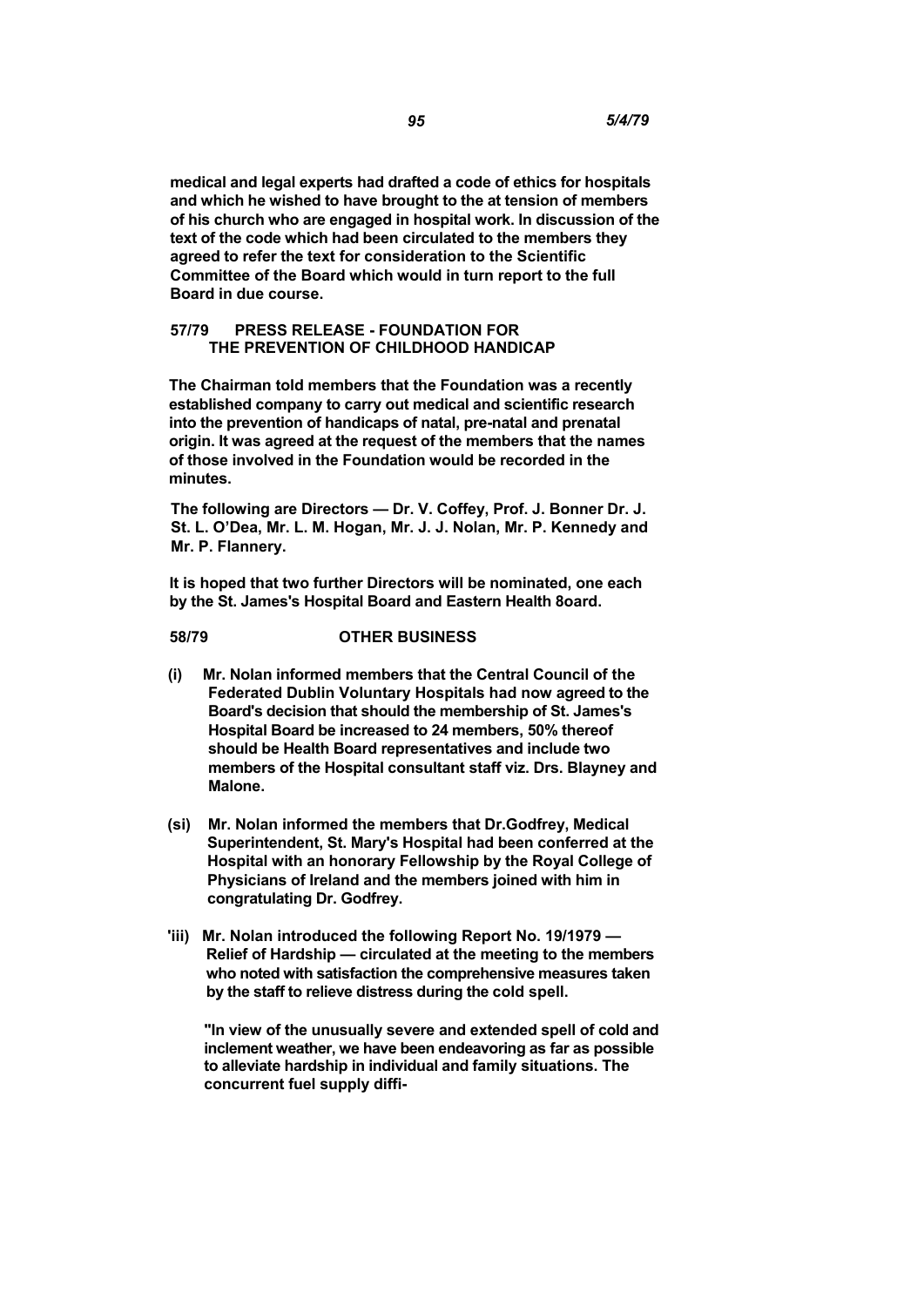medical and legal experts had drafted a code of ethics for hospitals and which he wished to have brought to the at tension of members of his church who are engaged in hospital work. In discussion of the text of the code which had been circulated to the members they agreed to refer the text for consideration to the Scientific Committee of the Board which would in turn report to the full Board in due course.

### 57/79 PRESS RELEASE - FOUNDATION FOR THE PREVENTION OF CHILDHOOD HANDICAP

The Chairman told members that the Foundation was a recently established company to carry out medical and scientific research into the prevention of handicaps of natal, pre-natal and prenatal origin. It was agreed at the request of the members that the names of those involved in the Foundation would be recorded in the minutes.

The following are Directors — Dr. V. Coffey, Prof. J. Bonner Dr. J. St. L. O'Dea, Mr. L. M. Hogan, Mr. J. J. Nolan, Mr. P. Kennedy and Mr. P. Flannery.

It is hoped that two further Directors will be nominated, one each by the St. James's Hospital Board and Eastern Health 8oard.

### 58/79 OTHER BUSINESS

(i) Mr. Nolan informed members that the Central Council of the Federated Dublin Voluntary Hospitals had now agreed to the Board's decision that should the membership of St. James's Hospital Board be increased to 24 members, 50% thereof should be Health Board representatives and include two members of the Hospital consultant staff viz. Drs. Blayney and Malone.

(si) Mr. Nolan informed the members that Dr.Godfrey, Medical Superintendent, St. Mary's Hospital had been conferred at the Hospital with an honorary Fellowship by the Royal College of Physicians of Ireland and the members joined with him in congratulating Dr. Godfrey.

'iii) Mr. Nolan introduced the following Report No. 19/1979 — Relief of Hardship — circulated at the meeting to the members who noted with satisfaction the comprehensive measures taken by the staff to relieve distress during the cold spell.

"In view of the unusually severe and extended spell of cold and inclement weather, we have been endeavoring as far as possible to alleviate hardship in individual and family situations. The concurrent fuel supply diffi-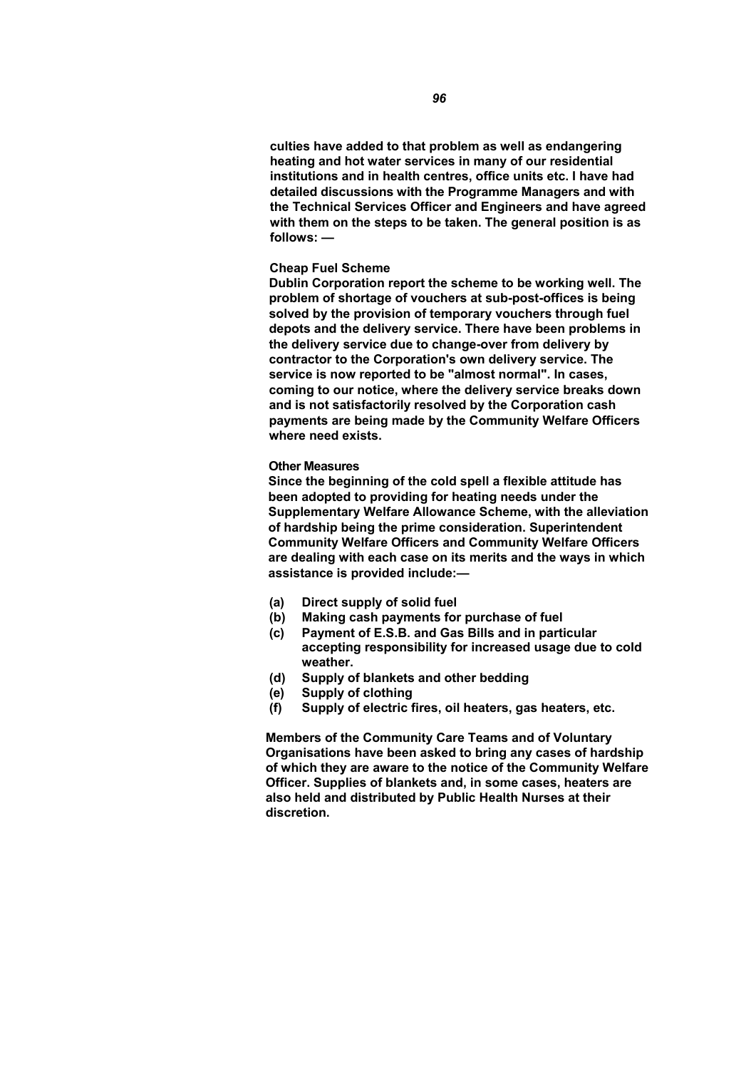**culties have added to that problem as well as endangering heating and hot water services in many of our residential institutions and in health centres, office units etc. I have had detailed discussions with the Programme Managers and with the Technical Services Officer and Engineers and have agreed with them on the steps to be taken. The general position is as follows: —**

**Cheap Fuel Scheme**

**Dublin Corporation report the scheme to be working well. The problem of shortage of vouchers at sub-post-offices is being solved by the provision of temporary vouchers through fuel depots and the delivery service. There have been problems in the delivery service due to change-over from delivery by contractor to the Corporation's own delivery service. The service is now reported to be "almost normal". In cases, coming to our notice, where the delivery service breaks down and is not satisfactorily resolved by the Corporation cash payments are being made by the Community Welfare Officers where need exists.**

**Other Measures**

**Since the beginning of the cold spell a flexible attitude has been adopted to providing for heating needs under the Supplementary Welfare Allowance Scheme, with the alleviation of hardship being the prime consideration. Superintendent Community Welfare Officers and Community Welfare Officers are dealing with each case on its merits and the ways in which assistance is provided include:—**

- **(a) Direct supply of solid fuel**
- **(b) Making cash payments for purchase of fuel**
- **(c) Payment of E.S.B. and Gas Bills and in particular accepting responsibility for increased usage due to cold weather.**
- **(d) Supply of blankets and other bedding**
- **(e) Supply of clothing**
- **(f) Supply of electric fires, oil heaters, gas heaters, etc.**

**Members of the Community Care Teams and of Voluntary Organisations have been asked to bring any cases of hardship of which they are aware to the notice of the Community Welfare Officer. Supplies of blankets and, in some cases, heaters are also held and distributed by Public Health Nurses at their discretion.**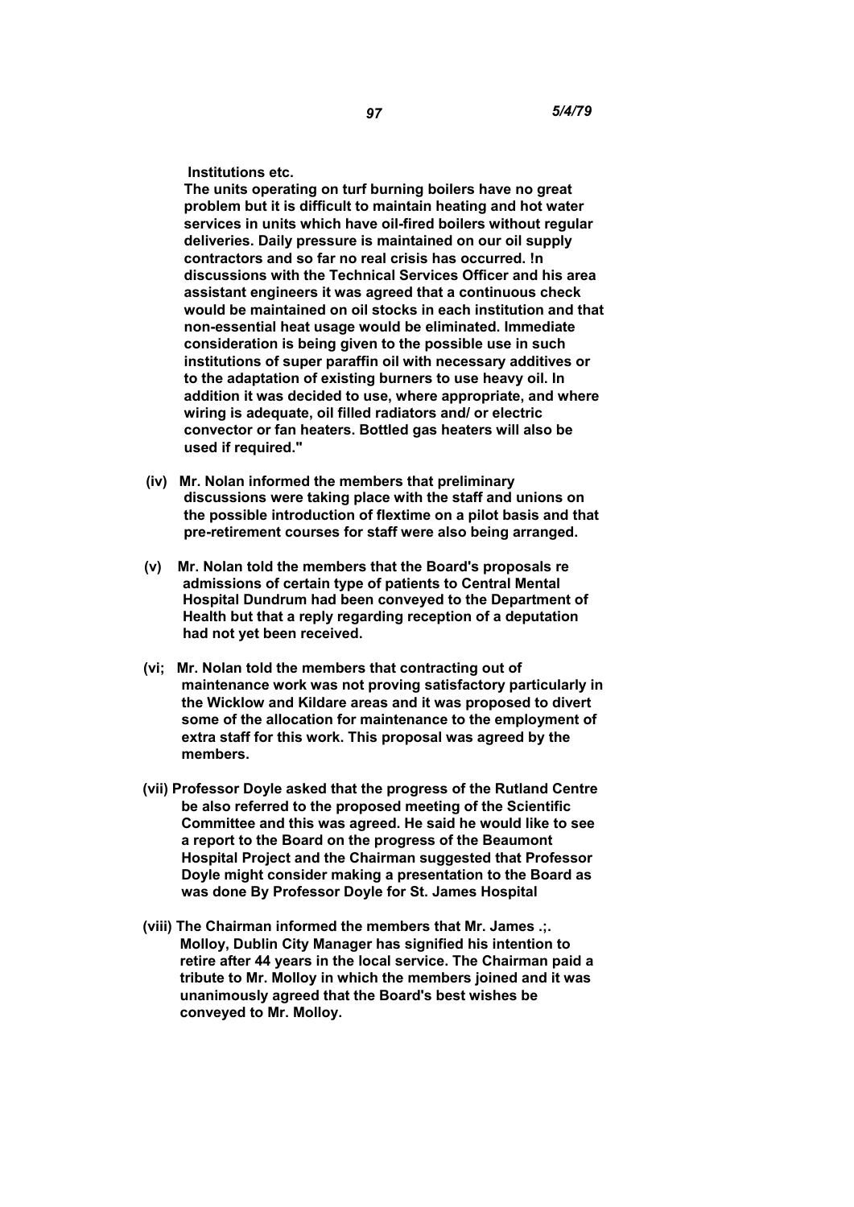**Institutions etc.**

**The units operating on turf burning boilers have no great problem but it is difficult to maintain heating and hot water services in units which have oil-fired boilers without regular deliveries. Daily pressure is maintained on our oil supply contractors and so far no real crisis has occurred. !n discussions with the Technical Services Officer and his area assistant engineers it was agreed that a continuous check would be maintained on oil stocks in each institution and that non-essential heat usage would be eliminated. Immediate consideration is being given to the possible use in such institutions of super paraffin oil with necessary additives or to the adaptation of existing burners to use heavy oil. In addition it was decided to use, where appropriate, and where wiring is adequate, oil filled radiators and/ or electric convector or fan heaters. Bottled gas heaters will also be used if required."**

**(iv) Mr. Nolan informed the members that preliminary discussions were taking place with the staff and unions on the possible introduction of flextime on a pilot basis and that pre-retirement courses for staff were also being arranged.**

**(v) Mr. Nolan told the members that the Board's proposals re admissions of certain type of patients to Central Mental Hospital Dundrum had been conveyed to the Department of Health but that a reply regarding reception of a deputation had not yet been received.**

**(vi; Mr. Nolan told the members that contracting out of maintenance work was not proving satisfactory particularly in the Wicklow and Kildare areas and it was proposed to divert some of the allocation for maintenance to the employment of extra staff for this work. This proposal was agreed by the members.**

**(vii) Professor Doyle asked that the progress of the Rutland Centre be also referred to the proposed meeting of the Scientific Committee and this was agreed. He said he would like to see a report to the Board on the progress of the Beaumont Hospital Project and the Chairman suggested that Professor Doyle might consider making a presentation to the Board as was done By Professor Doyle for St. James Hospital**

**(viii) The Chairman informed the members that Mr. James .;. Molloy, Dublin City Manager has signified his intention to retire after 44 years in the local service. The Chairman paid a tribute to Mr. Molloy in which the members joined and it was unanimously agreed that the Board's best wishes be conveyed to Mr. Molloy.**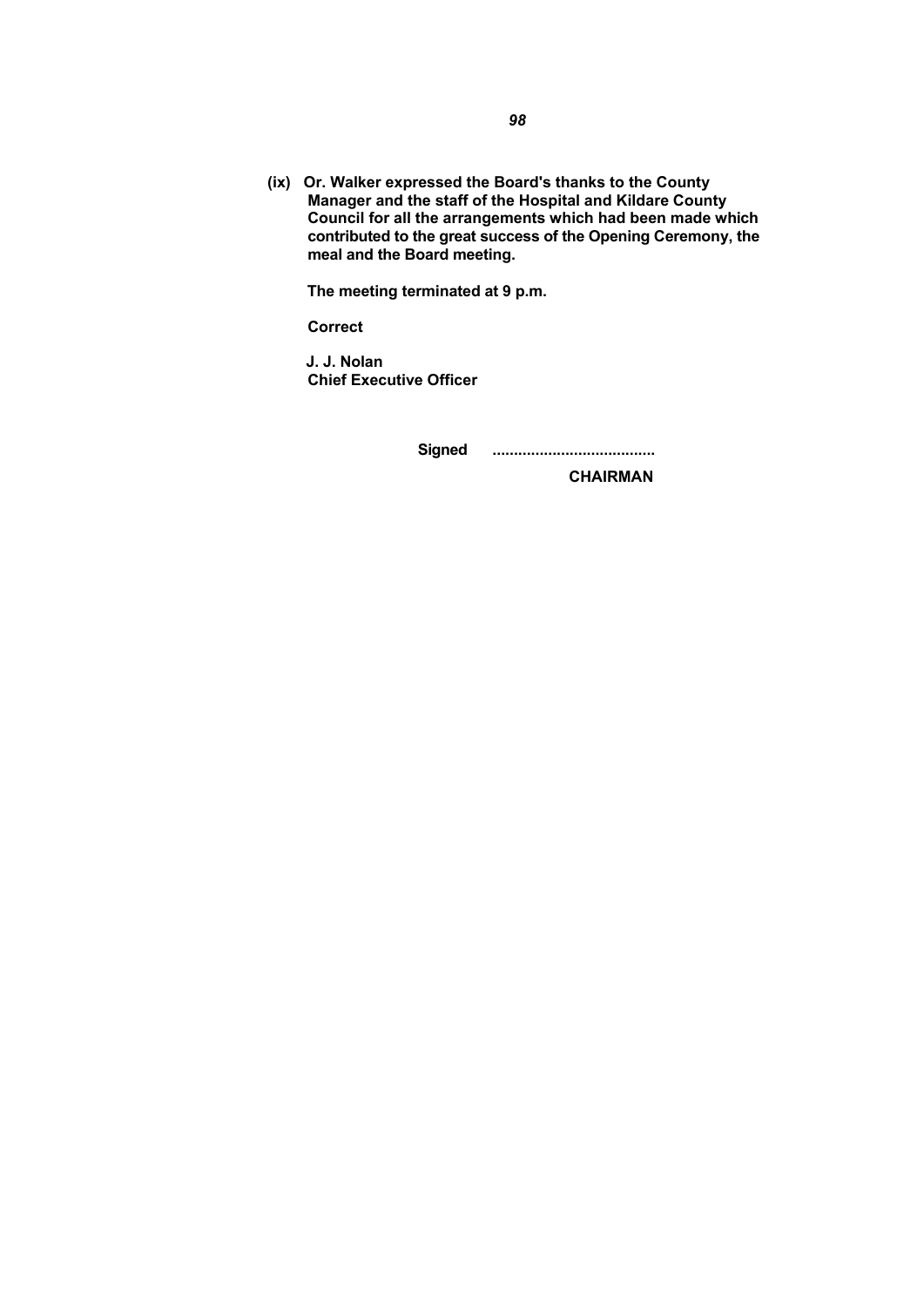**(ix) Or. Walker expressed the Board's thanks to the County Manager and the staff of the Hospital and Kildare County Council for all the arrangements which had been made which contributed to the great success of the Opening Ceremony, the meal and the Board meeting.**

**The meeting terminated at 9 p.m.**

**Correct**

**J. J. Nolan**
**Chief Executive Officer**

**Signed .....................................**

**CHAIRMAN**